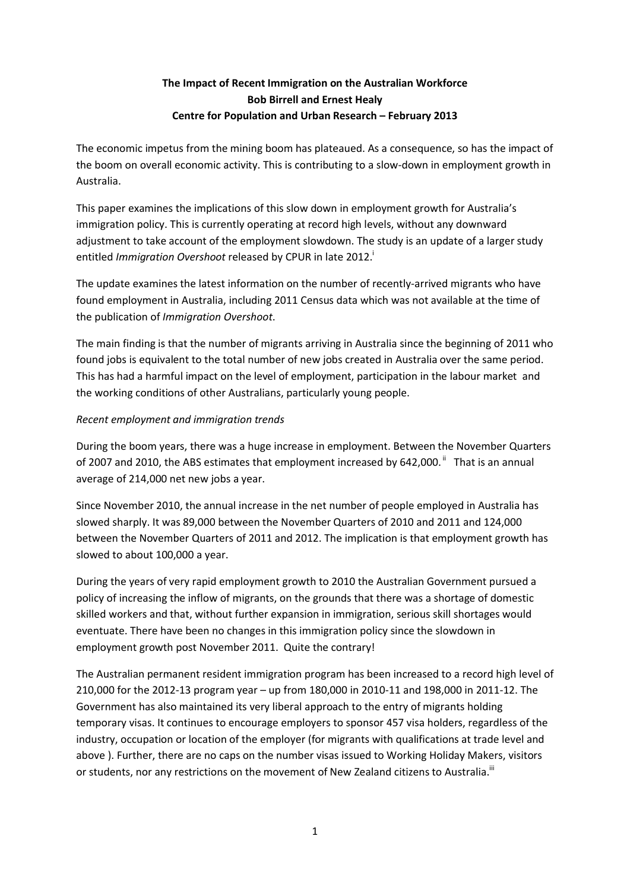**The Impact of Recent Immigration on the Australian Workforce**
**Bob Birrell and Ernest Healy**
**Centre for Population and Urban Research – February 2013**

The economic impetus from the mining boom has plateaued. As a consequence, so has the impact of the boom on overall economic activity. This is contributing to a slow-down in employment growth in Australia.

This paper examines the implications of this slow down in employment growth for Australia's immigration policy. This is currently operating at record high levels, without any downward adjustment to take account of the employment slowdown. The study is an update of a larger study entitled *Immigration Overshoot* released by CPUR in late 2012.[i]

The update examines the latest information on the number of recently-arrived migrants who have found employment in Australia, including 2011 Census data which was not available at the time of the publication of *Immigration Overshoot*.

The main finding is that the number of migrants arriving in Australia since the beginning of 2011 who found jobs is equivalent to the total number of new jobs created in Australia over the same period. This has had a harmful impact on the level of employment, participation in the labour market and the working conditions of other Australians, particularly young people.

*Recent employment and immigration trends*

During the boom years, there was a huge increase in employment. Between the November Quarters of 2007 and 2010, the ABS estimates that employment increased by 642,000.[ii] That is an annual average of 214,000 net new jobs a year.

Since November 2010, the annual increase in the net number of people employed in Australia has slowed sharply. It was 89,000 between the November Quarters of 2010 and 2011 and 124,000 between the November Quarters of 2011 and 2012. The implication is that employment growth has slowed to about 100,000 a year.

During the years of very rapid employment growth to 2010 the Australian Government pursued a policy of increasing the inflow of migrants, on the grounds that there was a shortage of domestic skilled workers and that, without further expansion in immigration, serious skill shortages would eventuate. There have been no changes in this immigration policy since the slowdown in employment growth post November 2011. Quite the contrary!

The Australian permanent resident immigration program has been increased to a record high level of 210,000 for the 2012-13 program year – up from 180,000 in 2010-11 and 198,000 in 2011-12. The Government has also maintained its very liberal approach to the entry of migrants holding temporary visas. It continues to encourage employers to sponsor 457 visa holders, regardless of the industry, occupation or location of the employer (for migrants with qualifications at trade level and above ). Further, there are no caps on the number visas issued to Working Holiday Makers, visitors or students, nor any restrictions on the movement of New Zealand citizens to Australia.[iii]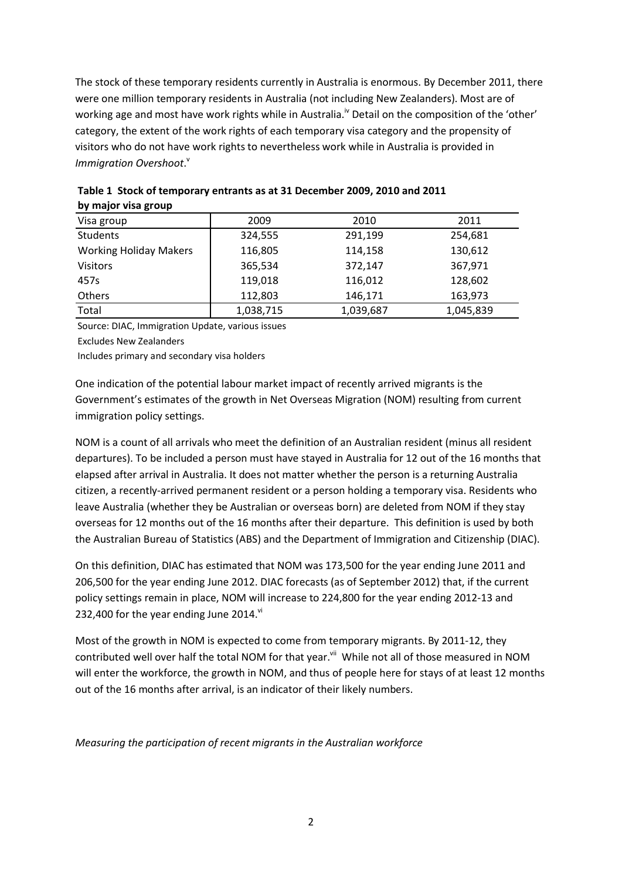The stock of these temporary residents currently in Australia is enormous. By December 2011, there were one million temporary residents in Australia (not including New Zealanders). Most are of working age and most have work rights while in Australia.[iv] Detail on the composition of the 'other' category, the extent of the work rights of each temporary visa category and the propensity of visitors who do not have work rights to nevertheless work while in Australia is provided in *Immigration Overshoot*.[v]

**Table 1 Stock of temporary entrants as at 31 December 2009, 2010 and 2011 by major visa group**

| Visa group | 2009 | 2010 | 2011 |
|---|---|---|---|
| Students | 324,555 | 291,199 | 254,681 |
| Working Holiday Makers | 116,805 | 114,158 | 130,612 |
| Visitors | 365,534 | 372,147 | 367,971 |
| 457s | 119,018 | 116,012 | 128,602 |
| Others | 112,803 | 146,171 | 163,973 |
| Total | 1,038,715 | 1,039,687 | 1,045,839 |

Source: DIAC, Immigration Update, various issues

Excludes New Zealanders

Includes primary and secondary visa holders

One indication of the potential labour market impact of recently arrived migrants is the Government's estimates of the growth in Net Overseas Migration (NOM) resulting from current immigration policy settings.

NOM is a count of all arrivals who meet the definition of an Australian resident (minus all resident departures). To be included a person must have stayed in Australia for 12 out of the 16 months that elapsed after arrival in Australia. It does not matter whether the person is a returning Australia citizen, a recently-arrived permanent resident or a person holding a temporary visa. Residents who leave Australia (whether they be Australian or overseas born) are deleted from NOM if they stay overseas for 12 months out of the 16 months after their departure. This definition is used by both the Australian Bureau of Statistics (ABS) and the Department of Immigration and Citizenship (DIAC).

On this definition, DIAC has estimated that NOM was 173,500 for the year ending June 2011 and 206,500 for the year ending June 2012. DIAC forecasts (as of September 2012) that, if the current policy settings remain in place, NOM will increase to 224,800 for the year ending 2012-13 and 232,400 for the year ending June 2014.[vi]

Most of the growth in NOM is expected to come from temporary migrants. By 2011-12, they contributed well over half the total NOM for that year.[vii] While not all of those measured in NOM will enter the workforce, the growth in NOM, and thus of people here for stays of at least 12 months out of the 16 months after arrival, is an indicator of their likely numbers.

*Measuring the participation of recent migrants in the Australian workforce*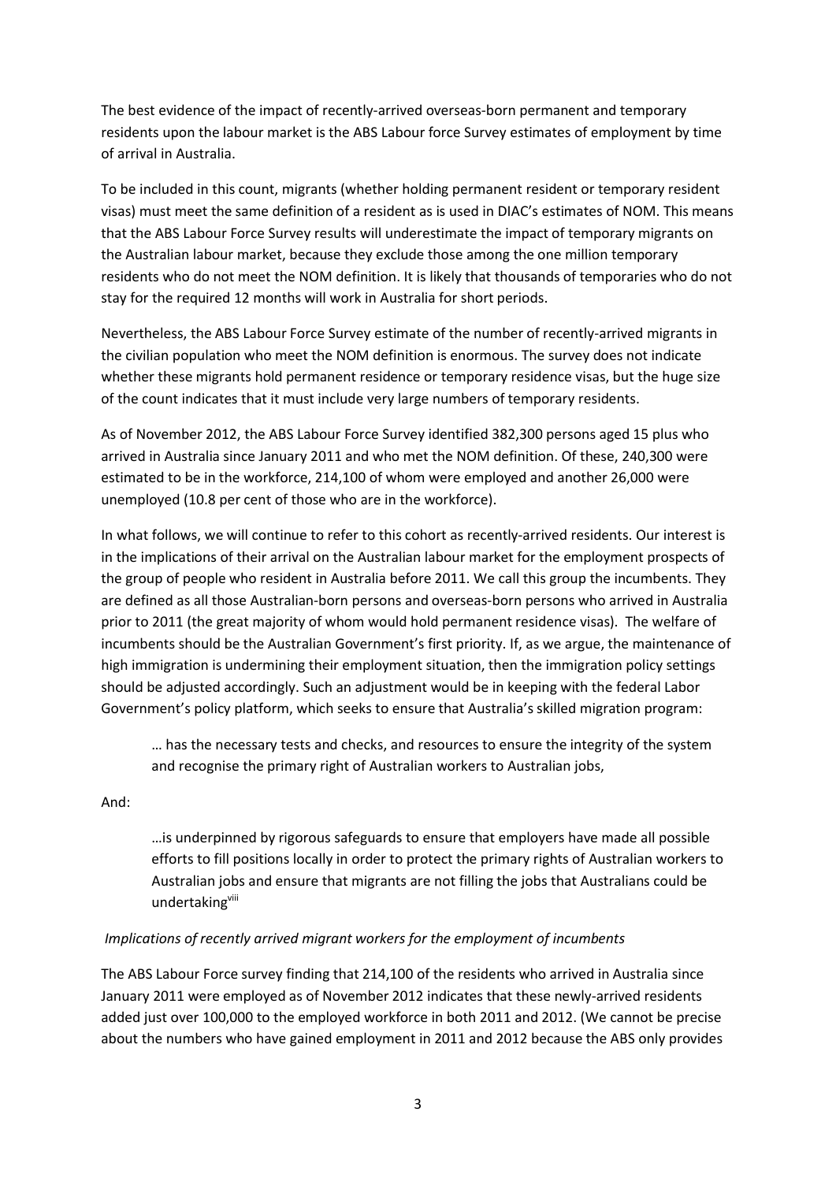The best evidence of the impact of recently-arrived overseas-born permanent and temporary residents upon the labour market is the ABS Labour force Survey estimates of employment by time of arrival in Australia.

To be included in this count, migrants (whether holding permanent resident or temporary resident visas) must meet the same definition of a resident as is used in DIAC's estimates of NOM. This means that the ABS Labour Force Survey results will underestimate the impact of temporary migrants on the Australian labour market, because they exclude those among the one million temporary residents who do not meet the NOM definition. It is likely that thousands of temporaries who do not stay for the required 12 months will work in Australia for short periods.

Nevertheless, the ABS Labour Force Survey estimate of the number of recently-arrived migrants in the civilian population who meet the NOM definition is enormous. The survey does not indicate whether these migrants hold permanent residence or temporary residence visas, but the huge size of the count indicates that it must include very large numbers of temporary residents.

As of November 2012, the ABS Labour Force Survey identified 382,300 persons aged 15 plus who arrived in Australia since January 2011 and who met the NOM definition. Of these, 240,300 were estimated to be in the workforce, 214,100 of whom were employed and another 26,000 were unemployed (10.8 per cent of those who are in the workforce).

In what follows, we will continue to refer to this cohort as recently-arrived residents. Our interest is in the implications of their arrival on the Australian labour market for the employment prospects of the group of people who resident in Australia before 2011. We call this group the incumbents. They are defined as all those Australian-born persons and overseas-born persons who arrived in Australia prior to 2011 (the great majority of whom would hold permanent residence visas). The welfare of incumbents should be the Australian Government's first priority. If, as we argue, the maintenance of high immigration is undermining their employment situation, then the immigration policy settings should be adjusted accordingly. Such an adjustment would be in keeping with the federal Labor Government's policy platform, which seeks to ensure that Australia's skilled migration program:

> … has the necessary tests and checks, and resources to ensure the integrity of the system and recognise the primary right of Australian workers to Australian jobs,

And:

> …is underpinned by rigorous safeguards to ensure that employers have made all possible efforts to fill positions locally in order to protect the primary rights of Australian workers to Australian jobs and ensure that migrants are not filling the jobs that Australians could be undertaking[viii]

*Implications of recently arrived migrant workers for the employment of incumbents*

The ABS Labour Force survey finding that 214,100 of the residents who arrived in Australia since January 2011 were employed as of November 2012 indicates that these newly-arrived residents added just over 100,000 to the employed workforce in both 2011 and 2012. (We cannot be precise about the numbers who have gained employment in 2011 and 2012 because the ABS only provides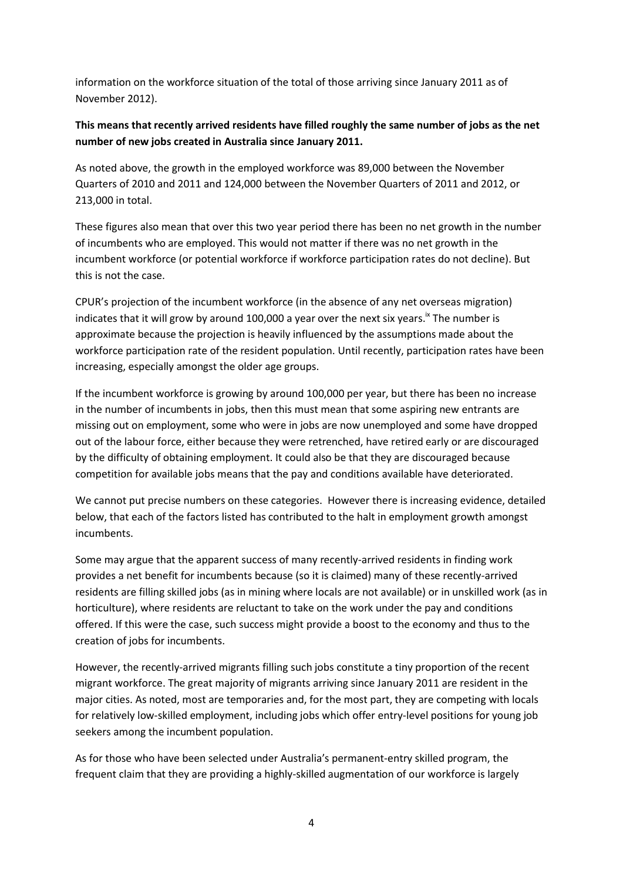information on the workforce situation of the total of those arriving since January 2011 as of November 2012).

**This means that recently arrived residents have filled roughly the same number of jobs as the net number of new jobs created in Australia since January 2011.**

As noted above, the growth in the employed workforce was 89,000 between the November Quarters of 2010 and 2011 and 124,000 between the November Quarters of 2011 and 2012, or 213,000 in total.

These figures also mean that over this two year period there has been no net growth in the number of incumbents who are employed. This would not matter if there was no net growth in the incumbent workforce (or potential workforce if workforce participation rates do not decline). But this is not the case.

CPUR's projection of the incumbent workforce (in the absence of any net overseas migration) indicates that it will grow by around 100,000 a year over the next six years.[ix] The number is approximate because the projection is heavily influenced by the assumptions made about the workforce participation rate of the resident population. Until recently, participation rates have been increasing, especially amongst the older age groups.

If the incumbent workforce is growing by around 100,000 per year, but there has been no increase in the number of incumbents in jobs, then this must mean that some aspiring new entrants are missing out on employment, some who were in jobs are now unemployed and some have dropped out of the labour force, either because they were retrenched, have retired early or are discouraged by the difficulty of obtaining employment. It could also be that they are discouraged because competition for available jobs means that the pay and conditions available have deteriorated.

We cannot put precise numbers on these categories. However there is increasing evidence, detailed below, that each of the factors listed has contributed to the halt in employment growth amongst incumbents.

Some may argue that the apparent success of many recently-arrived residents in finding work provides a net benefit for incumbents because (so it is claimed) many of these recently-arrived residents are filling skilled jobs (as in mining where locals are not available) or in unskilled work (as in horticulture), where residents are reluctant to take on the work under the pay and conditions offered. If this were the case, such success might provide a boost to the economy and thus to the creation of jobs for incumbents.

However, the recently-arrived migrants filling such jobs constitute a tiny proportion of the recent migrant workforce. The great majority of migrants arriving since January 2011 are resident in the major cities. As noted, most are temporaries and, for the most part, they are competing with locals for relatively low-skilled employment, including jobs which offer entry-level positions for young job seekers among the incumbent population.

As for those who have been selected under Australia's permanent-entry skilled program, the frequent claim that they are providing a highly-skilled augmentation of our workforce is largely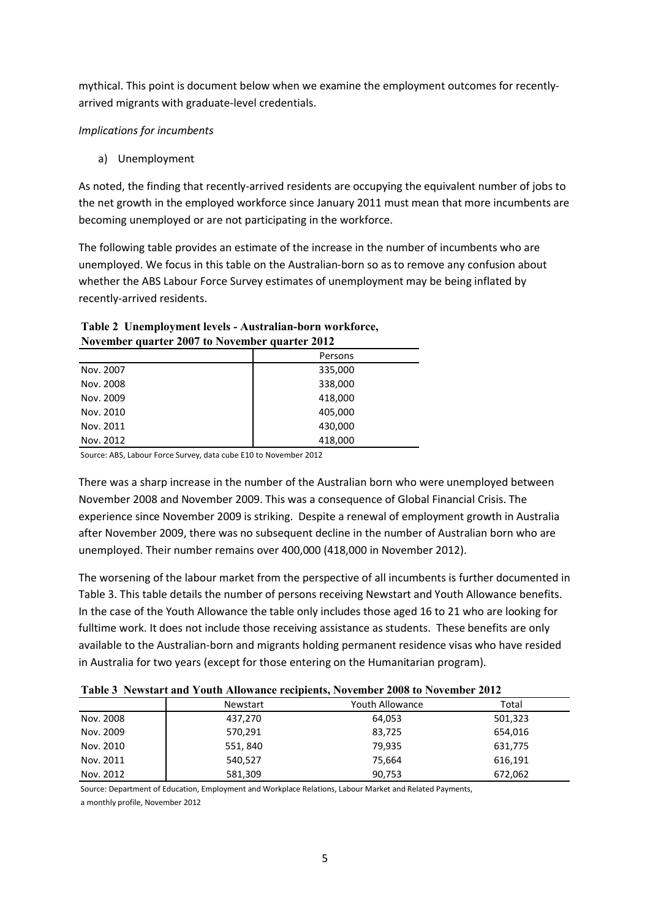mythical. This point is document below when we examine the employment outcomes for recently-arrived migrants with graduate-level credentials.

*Implications for incumbents*

a) Unemployment

As noted, the finding that recently-arrived residents are occupying the equivalent number of jobs to the net growth in the employed workforce since January 2011 must mean that more incumbents are becoming unemployed or are not participating in the workforce.

The following table provides an estimate of the increase in the number of incumbents who are unemployed. We focus in this table on the Australian-born so as to remove any confusion about whether the ABS Labour Force Survey estimates of unemployment may be being inflated by recently-arrived residents.

**Table 2 Unemployment levels - Australian-born workforce, November quarter 2007 to November quarter 2012**

| | Persons |
|---|---|
| Nov. 2007 | 335,000 |
| Nov. 2008 | 338,000 |
| Nov. 2009 | 418,000 |
| Nov. 2010 | 405,000 |
| Nov. 2011 | 430,000 |
| Nov. 2012 | 418,000 |

Source: ABS, Labour Force Survey, data cube E10 to November 2012

There was a sharp increase in the number of the Australian born who were unemployed between November 2008 and November 2009. This was a consequence of Global Financial Crisis. The experience since November 2009 is striking. Despite a renewal of employment growth in Australia after November 2009, there was no subsequent decline in the number of Australian born who are unemployed. Their number remains over 400,000 (418,000 in November 2012).

The worsening of the labour market from the perspective of all incumbents is further documented in Table 3. This table details the number of persons receiving Newstart and Youth Allowance benefits. In the case of the Youth Allowance the table only includes those aged 16 to 21 who are looking for fulltime work. It does not include those receiving assistance as students. These benefits are only available to the Australian-born and migrants holding permanent residence visas who have resided in Australia for two years (except for those entering on the Humanitarian program).

**Table 3 Newstart and Youth Allowance recipients, November 2008 to November 2012**

| | Newstart | Youth Allowance | Total |
|---|---|---|---|
| Nov. 2008 | 437,270 | 64,053 | 501,323 |
| Nov. 2009 | 570,291 | 83,725 | 654,016 |
| Nov. 2010 | 551, 840 | 79,935 | 631,775 |
| Nov. 2011 | 540,527 | 75,664 | 616,191 |
| Nov. 2012 | 581,309 | 90,753 | 672,062 |

Source: Department of Education, Employment and Workplace Relations, Labour Market and Related Payments, a monthly profile, November 2012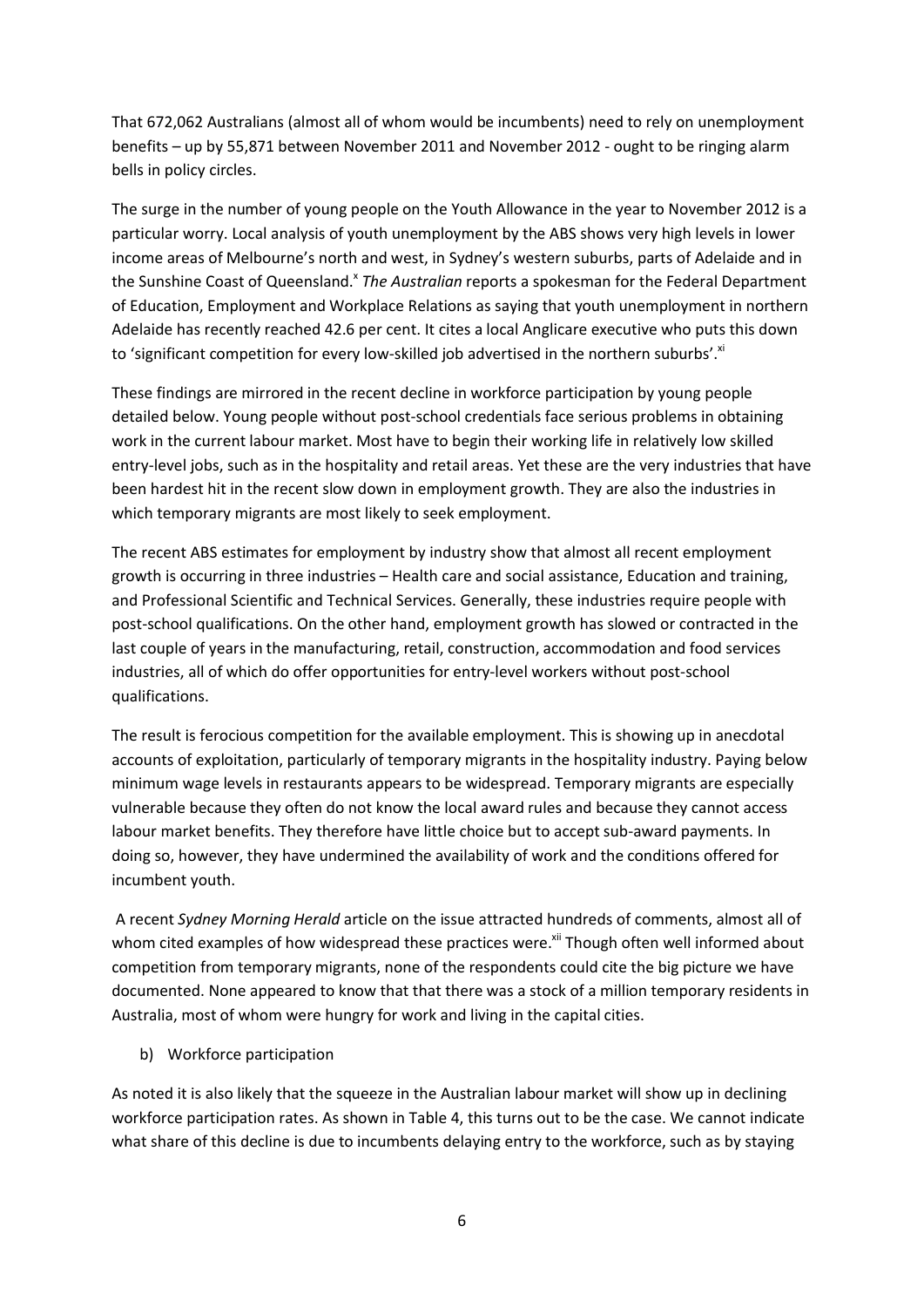That 672,062 Australians (almost all of whom would be incumbents) need to rely on unemployment benefits – up by 55,871 between November 2011 and November 2012 - ought to be ringing alarm bells in policy circles.

The surge in the number of young people on the Youth Allowance in the year to November 2012 is a particular worry. Local analysis of youth unemployment by the ABS shows very high levels in lower income areas of Melbourne's north and west, in Sydney's western suburbs, parts of Adelaide and in the Sunshine Coast of Queensland.[x] *The Australian* reports a spokesman for the Federal Department of Education, Employment and Workplace Relations as saying that youth unemployment in northern Adelaide has recently reached 42.6 per cent. It cites a local Anglicare executive who puts this down to 'significant competition for every low-skilled job advertised in the northern suburbs'.[xi]

These findings are mirrored in the recent decline in workforce participation by young people detailed below. Young people without post-school credentials face serious problems in obtaining work in the current labour market. Most have to begin their working life in relatively low skilled entry-level jobs, such as in the hospitality and retail areas. Yet these are the very industries that have been hardest hit in the recent slow down in employment growth. They are also the industries in which temporary migrants are most likely to seek employment.

The recent ABS estimates for employment by industry show that almost all recent employment growth is occurring in three industries – Health care and social assistance, Education and training, and Professional Scientific and Technical Services. Generally, these industries require people with post-school qualifications. On the other hand, employment growth has slowed or contracted in the last couple of years in the manufacturing, retail, construction, accommodation and food services industries, all of which do offer opportunities for entry-level workers without post-school qualifications.

The result is ferocious competition for the available employment. This is showing up in anecdotal accounts of exploitation, particularly of temporary migrants in the hospitality industry. Paying below minimum wage levels in restaurants appears to be widespread. Temporary migrants are especially vulnerable because they often do not know the local award rules and because they cannot access labour market benefits. They therefore have little choice but to accept sub-award payments. In doing so, however, they have undermined the availability of work and the conditions offered for incumbent youth.

A recent *Sydney Morning Herald* article on the issue attracted hundreds of comments, almost all of whom cited examples of how widespread these practices were.[xii] Though often well informed about competition from temporary migrants, none of the respondents could cite the big picture we have documented. None appeared to know that that there was a stock of a million temporary residents in Australia, most of whom were hungry for work and living in the capital cities.

b) Workforce participation

As noted it is also likely that the squeeze in the Australian labour market will show up in declining workforce participation rates. As shown in Table 4, this turns out to be the case. We cannot indicate what share of this decline is due to incumbents delaying entry to the workforce, such as by staying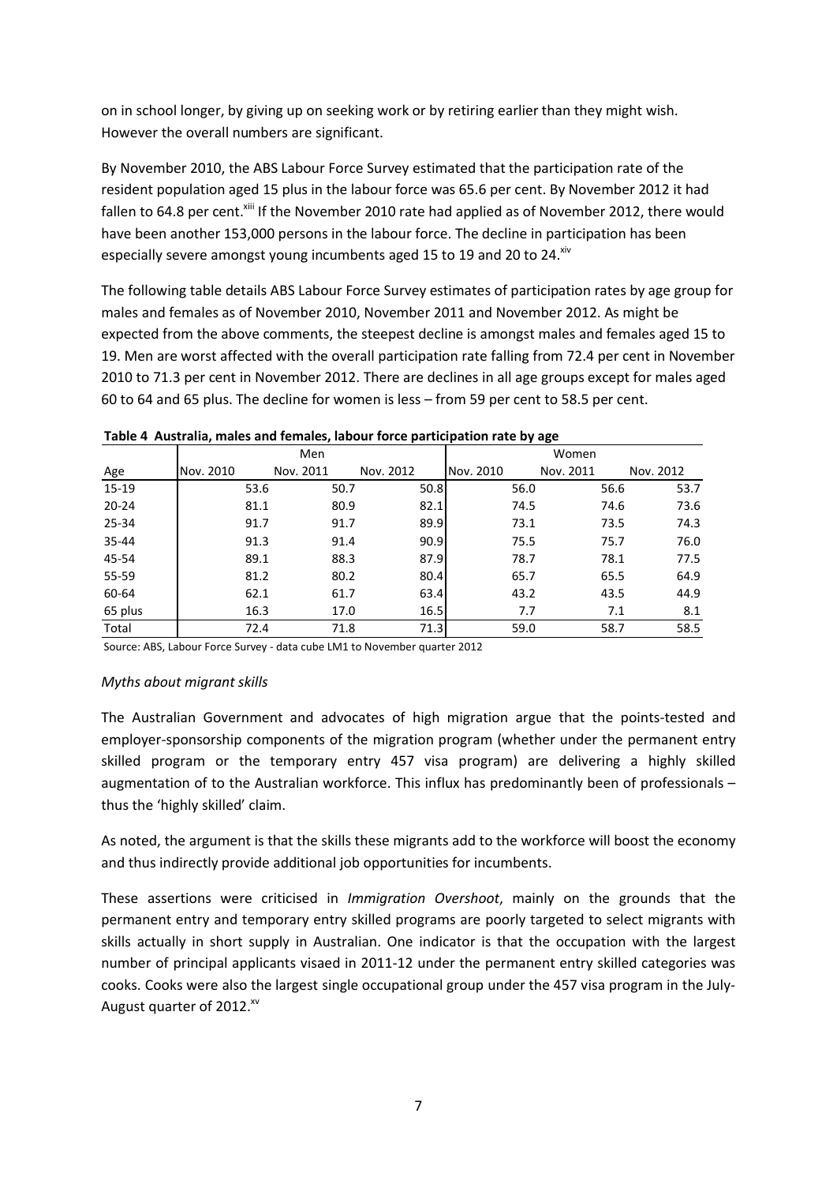on in school longer, by giving up on seeking work or by retiring earlier than they might wish. However the overall numbers are significant.

By November 2010, the ABS Labour Force Survey estimated that the participation rate of the resident population aged 15 plus in the labour force was 65.6 per cent. By November 2012 it had fallen to 64.8 per cent.[xiii] If the November 2010 rate had applied as of November 2012, there would have been another 153,000 persons in the labour force. The decline in participation has been especially severe amongst young incumbents aged 15 to 19 and 20 to 24.[xiv]

The following table details ABS Labour Force Survey estimates of participation rates by age group for males and females as of November 2010, November 2011 and November 2012. As might be expected from the above comments, the steepest decline is amongst males and females aged 15 to 19. Men are worst affected with the overall participation rate falling from 72.4 per cent in November 2010 to 71.3 per cent in November 2012. There are declines in all age groups except for males aged 60 to 64 and 65 plus. The decline for women is less – from 59 per cent to 58.5 per cent.

**Table 4 Australia, males and females, labour force participation rate by age**

| | Men | | | Women | | |
|---|---|---|---|---|---|---|
| Age | Nov. 2010 | Nov. 2011 | Nov. 2012 | Nov. 2010 | Nov. 2011 | Nov. 2012 |
| 15-19 | 53.6 | 50.7 | 50.8 | 56.0 | 56.6 | 53.7 |
| 20-24 | 81.1 | 80.9 | 82.1 | 74.5 | 74.6 | 73.6 |
| 25-34 | 91.7 | 91.7 | 89.9 | 73.1 | 73.5 | 74.3 |
| 35-44 | 91.3 | 91.4 | 90.9 | 75.5 | 75.7 | 76.0 |
| 45-54 | 89.1 | 88.3 | 87.9 | 78.7 | 78.1 | 77.5 |
| 55-59 | 81.2 | 80.2 | 80.4 | 65.7 | 65.5 | 64.9 |
| 60-64 | 62.1 | 61.7 | 63.4 | 43.2 | 43.5 | 44.9 |
| 65 plus | 16.3 | 17.0 | 16.5 | 7.7 | 7.1 | 8.1 |
| Total | 72.4 | 71.8 | 71.3 | 59.0 | 58.7 | 58.5 |

Source: ABS, Labour Force Survey - data cube LM1 to November quarter 2012

*Myths about migrant skills*

The Australian Government and advocates of high migration argue that the points-tested and employer-sponsorship components of the migration program (whether under the permanent entry skilled program or the temporary entry 457 visa program) are delivering a highly skilled augmentation of to the Australian workforce. This influx has predominantly been of professionals – thus the 'highly skilled' claim.

As noted, the argument is that the skills these migrants add to the workforce will boost the economy and thus indirectly provide additional job opportunities for incumbents.

These assertions were criticised in *Immigration Overshoot*, mainly on the grounds that the permanent entry and temporary entry skilled programs are poorly targeted to select migrants with skills actually in short supply in Australian. One indicator is that the occupation with the largest number of principal applicants visaed in 2011-12 under the permanent entry skilled categories was cooks. Cooks were also the largest single occupational group under the 457 visa program in the July-August quarter of 2012.[xv]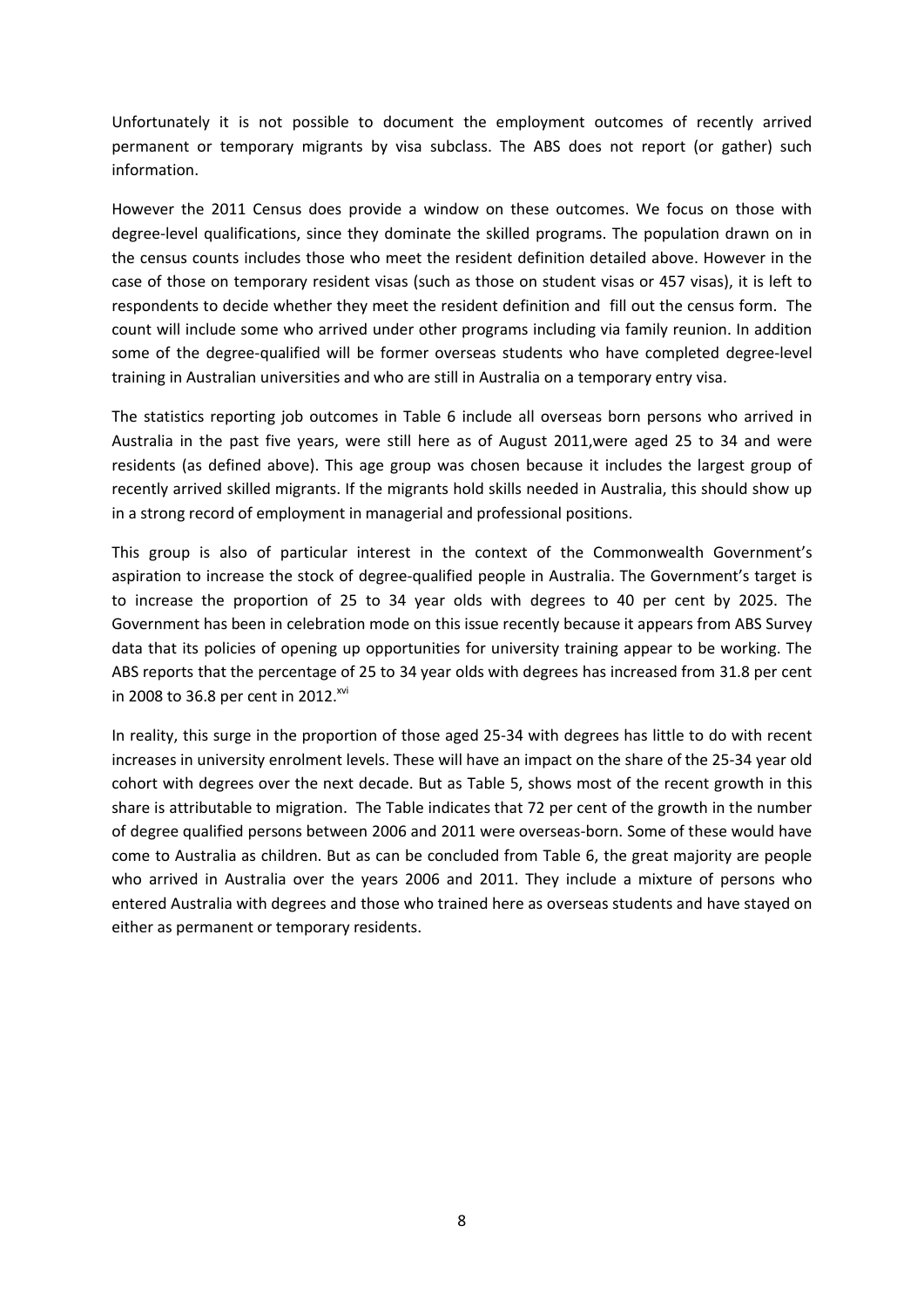Unfortunately it is not possible to document the employment outcomes of recently arrived permanent or temporary migrants by visa subclass. The ABS does not report (or gather) such information.

However the 2011 Census does provide a window on these outcomes. We focus on those with degree-level qualifications, since they dominate the skilled programs. The population drawn on in the census counts includes those who meet the resident definition detailed above. However in the case of those on temporary resident visas (such as those on student visas or 457 visas), it is left to respondents to decide whether they meet the resident definition and fill out the census form. The count will include some who arrived under other programs including via family reunion. In addition some of the degree-qualified will be former overseas students who have completed degree-level training in Australian universities and who are still in Australia on a temporary entry visa.

The statistics reporting job outcomes in Table 6 include all overseas born persons who arrived in Australia in the past five years, were still here as of August 2011,were aged 25 to 34 and were residents (as defined above). This age group was chosen because it includes the largest group of recently arrived skilled migrants. If the migrants hold skills needed in Australia, this should show up in a strong record of employment in managerial and professional positions.

This group is also of particular interest in the context of the Commonwealth Government's aspiration to increase the stock of degree-qualified people in Australia. The Government's target is to increase the proportion of 25 to 34 year olds with degrees to 40 per cent by 2025. The Government has been in celebration mode on this issue recently because it appears from ABS Survey data that its policies of opening up opportunities for university training appear to be working. The ABS reports that the percentage of 25 to 34 year olds with degrees has increased from 31.8 per cent in 2008 to 36.8 per cent in 2012.[xvi]

In reality, this surge in the proportion of those aged 25-34 with degrees has little to do with recent increases in university enrolment levels. These will have an impact on the share of the 25-34 year old cohort with degrees over the next decade. But as Table 5, shows most of the recent growth in this share is attributable to migration. The Table indicates that 72 per cent of the growth in the number of degree qualified persons between 2006 and 2011 were overseas-born. Some of these would have come to Australia as children. But as can be concluded from Table 6, the great majority are people who arrived in Australia over the years 2006 and 2011. They include a mixture of persons who entered Australia with degrees and those who trained here as overseas students and have stayed on either as permanent or temporary residents.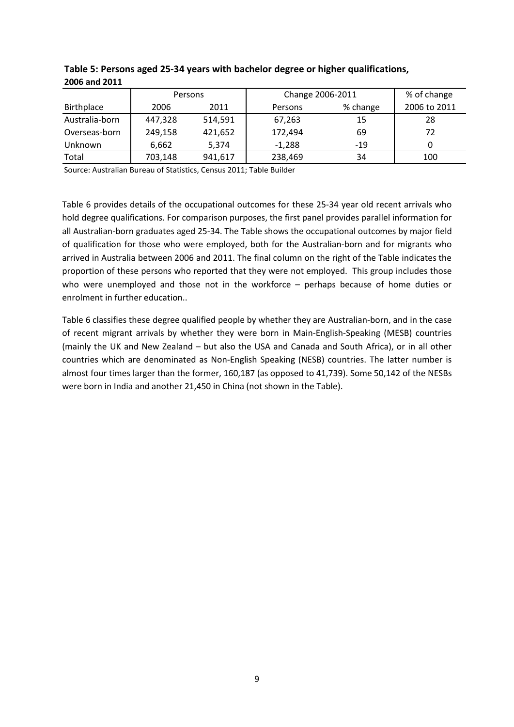**Table 5: Persons aged 25-34 years with bachelor degree or higher qualifications, 2006 and 2011**

| | Persons | | Change 2006-2011 | | % of change |
|---|---|---|---|---|---|
| Birthplace | 2006 | 2011 | Persons | % change | 2006 to 2011 |
| Australia-born | 447,328 | 514,591 | 67,263 | 15 | 28 |
| Overseas-born | 249,158 | 421,652 | 172,494 | 69 | 72 |
| Unknown | 6,662 | 5,374 | -1,288 | -19 | 0 |
| Total | 703,148 | 941,617 | 238,469 | 34 | 100 |

Source: Australian Bureau of Statistics, Census 2011; Table Builder

Table 6 provides details of the occupational outcomes for these 25-34 year old recent arrivals who hold degree qualifications. For comparison purposes, the first panel provides parallel information for all Australian-born graduates aged 25-34. The Table shows the occupational outcomes by major field of qualification for those who were employed, both for the Australian-born and for migrants who arrived in Australia between 2006 and 2011. The final column on the right of the Table indicates the proportion of these persons who reported that they were not employed. This group includes those who were unemployed and those not in the workforce – perhaps because of home duties or enrolment in further education..

Table 6 classifies these degree qualified people by whether they are Australian-born, and in the case of recent migrant arrivals by whether they were born in Main-English-Speaking (MESB) countries (mainly the UK and New Zealand – but also the USA and Canada and South Africa), or in all other countries which are denominated as Non-English Speaking (NESB) countries. The latter number is almost four times larger than the former, 160,187 (as opposed to 41,739). Some 50,142 of the NESBs were born in India and another 21,450 in China (not shown in the Table).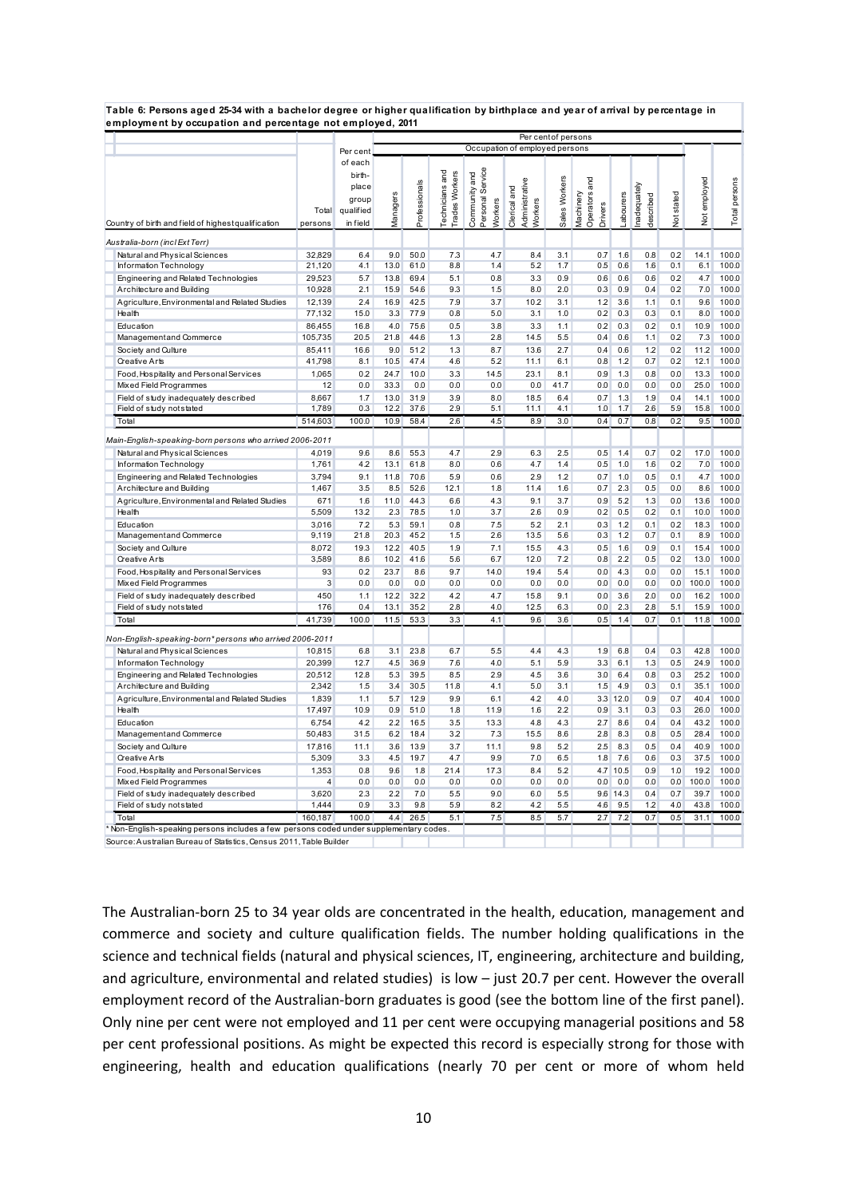**Table 6: Persons aged 25-34 with a bachelor degree or higher qualification by birthplace and year of arrival by percentage in employment by occupation and percentage not employed, 2011**

| | | | Per cent of persons | | | | | | | | | | | |
|---|---|---|---|---|---|---|---|---|---|---|---|---|---|---|
| | | | Occupation of employed persons | | | | | | | | | | | |
| Country of birth and field of highest qualification | Total persons | Per cent of each birth-place group qualified in field | Managers | Professionals | Technicians and Trades Workers | Community and Personal Service Workers | Clerical and Administrative Workers | Sales Workers | Machinery Operators and Drivers | Labourers | Inadequately described | Not stated | Not employed | Total persons |
| *Australia-born (incl Ext Terr)* | | | | | | | | | | | | | | |
| Natural and Physical Sciences | 32,829 | 6.4 | 9.0 | 50.0 | 7.3 | 4.7 | 8.4 | 3.1 | 0.7 | 1.6 | 0.8 | 0.2 | 14.1 | 100.0 |
| Information Technology | 21,120 | 4.1 | 13.0 | 61.0 | 8.8 | 1.4 | 5.2 | 1.7 | 0.5 | 0.6 | 1.6 | 0.1 | 6.1 | 100.0 |
| Engineering and Related Technologies | 29,523 | 5.7 | 13.8 | 69.4 | 5.1 | 0.8 | 3.3 | 0.9 | 0.6 | 0.6 | 0.6 | 0.2 | 4.7 | 100.0 |
| Architecture and Building | 10,928 | 2.1 | 15.9 | 54.6 | 9.3 | 1.5 | 8.0 | 2.0 | 0.3 | 0.9 | 0.4 | 0.2 | 7.0 | 100.0 |
| Agriculture, Environmental and Related Studies | 12,139 | 2.4 | 16.9 | 42.5 | 7.9 | 3.7 | 10.2 | 3.1 | 1.2 | 3.6 | 1.1 | 0.1 | 9.6 | 100.0 |
| Health | 77,132 | 15.0 | 3.3 | 77.9 | 0.8 | 5.0 | 3.1 | 1.0 | 0.2 | 0.3 | 0.3 | 0.1 | 8.0 | 100.0 |
| Education | 86,455 | 16.8 | 4.0 | 75.6 | 0.5 | 3.8 | 3.3 | 1.1 | 0.2 | 0.3 | 0.2 | 0.1 | 10.9 | 100.0 |
| Management and Commerce | 105,735 | 20.5 | 21.8 | 44.6 | 1.3 | 2.8 | 14.5 | 5.5 | 0.4 | 0.6 | 1.1 | 0.2 | 7.3 | 100.0 |
| Society and Culture | 85,411 | 16.6 | 9.0 | 51.2 | 1.3 | 8.7 | 13.6 | 2.7 | 0.4 | 0.6 | 1.2 | 0.2 | 11.2 | 100.0 |
| Creative Arts | 41,798 | 8.1 | 10.5 | 47.4 | 4.6 | 5.2 | 11.1 | 6.1 | 0.8 | 1.2 | 0.7 | 0.2 | 12.1 | 100.0 |
| Food, Hospitality and Personal Services | 1,065 | 0.2 | 24.7 | 10.0 | 3.3 | 14.5 | 23.1 | 8.1 | 0.9 | 1.3 | 0.8 | 0.0 | 13.3 | 100.0 |
| Mixed Field Programmes | 12 | 0.0 | 33.3 | 0.0 | 0.0 | 0.0 | 0.0 | 41.7 | 0.0 | 0.0 | 0.0 | 0.0 | 25.0 | 100.0 |
| Field of study inadequately described | 8,667 | 1.7 | 13.0 | 31.9 | 3.9 | 8.0 | 18.5 | 6.4 | 0.7 | 1.3 | 1.9 | 0.4 | 14.1 | 100.0 |
| Field of study not stated | 1,789 | 0.3 | 12.2 | 37.6 | 2.9 | 5.1 | 11.1 | 4.1 | 1.0 | 1.7 | 2.6 | 5.9 | 15.8 | 100.0 |
| Total | 514,603 | 100.0 | 10.9 | 58.4 | 2.6 | 4.5 | 8.9 | 3.0 | 0.4 | 0.7 | 0.8 | 0.2 | 9.5 | 100.0 |
| *Main-English-speaking-born persons who arrived 2006-2011* | | | | | | | | | | | | | | |
| Natural and Physical Sciences | 4,019 | 9.6 | 8.6 | 55.3 | 4.7 | 2.9 | 6.3 | 2.5 | 0.5 | 1.4 | 0.7 | 0.2 | 17.0 | 100.0 |
| Information Technology | 1,761 | 4.2 | 13.1 | 61.8 | 8.0 | 0.6 | 4.7 | 1.4 | 0.5 | 1.0 | 1.6 | 0.2 | 7.0 | 100.0 |
| Engineering and Related Technologies | 3,794 | 9.1 | 11.8 | 70.6 | 5.9 | 0.6 | 2.9 | 1.2 | 0.7 | 1.0 | 0.5 | 0.1 | 4.7 | 100.0 |
| Architecture and Building | 1,467 | 3.5 | 8.5 | 52.6 | 12.1 | 1.8 | 11.4 | 1.6 | 0.7 | 2.3 | 0.5 | 0.0 | 8.6 | 100.0 |
| Agriculture, Environmental and Related Studies | 671 | 1.6 | 11.0 | 44.3 | 6.6 | 4.3 | 9.1 | 3.7 | 0.9 | 5.2 | 1.3 | 0.0 | 13.6 | 100.0 |
| Health | 5,509 | 13.2 | 2.3 | 78.5 | 1.0 | 3.7 | 2.6 | 0.9 | 0.2 | 0.5 | 0.2 | 0.1 | 10.0 | 100.0 |
| Education | 3,016 | 7.2 | 5.3 | 59.1 | 0.8 | 7.5 | 5.2 | 2.1 | 0.3 | 1.2 | 0.1 | 0.2 | 18.3 | 100.0 |
| Management and Commerce | 9,119 | 21.8 | 20.3 | 45.2 | 1.5 | 2.6 | 13.5 | 5.6 | 0.3 | 1.2 | 0.7 | 0.1 | 8.9 | 100.0 |
| Society and Culture | 8,072 | 19.3 | 12.2 | 40.5 | 1.9 | 7.1 | 15.5 | 4.3 | 0.5 | 1.6 | 0.9 | 0.1 | 15.4 | 100.0 |
| Creative Arts | 3,589 | 8.6 | 10.2 | 41.6 | 5.6 | 6.7 | 12.0 | 7.2 | 0.8 | 2.2 | 0.5 | 0.2 | 13.0 | 100.0 |
| Food, Hospitality and Personal Services | 93 | 0.2 | 23.7 | 8.6 | 9.7 | 14.0 | 19.4 | 5.4 | 0.0 | 4.3 | 0.0 | 0.0 | 15.1 | 100.0 |
| Mixed Field Programmes | 3 | 0.0 | 0.0 | 0.0 | 0.0 | 0.0 | 0.0 | 0.0 | 0.0 | 0.0 | 0.0 | 0.0 | 100.0 | 100.0 |
| Field of study inadequately described | 450 | 1.1 | 12.2 | 32.2 | 4.2 | 4.7 | 15.8 | 9.1 | 0.0 | 3.6 | 2.0 | 0.0 | 16.2 | 100.0 |
| Field of study not stated | 176 | 0.4 | 13.1 | 35.2 | 2.8 | 4.0 | 12.5 | 6.3 | 0.0 | 2.3 | 2.8 | 5.1 | 15.9 | 100.0 |
| Total | 41,739 | 100.0 | 11.5 | 53.3 | 3.3 | 4.1 | 9.6 | 3.6 | 0.5 | 1.4 | 0.7 | 0.1 | 11.8 | 100.0 |
| *Non-English-speaking-born* persons who arrived 2006-2011* | | | | | | | | | | | | | | |
| Natural and Physical Sciences | 10,815 | 6.8 | 3.1 | 23.8 | 6.7 | 5.5 | 4.4 | 4.3 | 1.9 | 6.8 | 0.4 | 0.3 | 42.8 | 100.0 |
| Information Technology | 20,399 | 12.7 | 4.5 | 36.9 | 7.6 | 4.0 | 5.1 | 5.9 | 3.3 | 6.1 | 1.3 | 0.5 | 24.9 | 100.0 |
| Engineering and Related Technologies | 20,512 | 12.8 | 5.3 | 39.5 | 8.5 | 2.9 | 4.5 | 3.6 | 3.0 | 6.4 | 0.8 | 0.3 | 25.2 | 100.0 |
| Architecture and Building | 2,342 | 1.5 | 3.4 | 30.5 | 11.8 | 4.1 | 5.0 | 3.1 | 1.5 | 4.9 | 0.3 | 0.1 | 35.1 | 100.0 |
| Agriculture, Environmental and Related Studies | 1,839 | 1.1 | 5.7 | 12.9 | 9.9 | 6.1 | 4.2 | 4.0 | 3.3 | 12.0 | 0.9 | 0.7 | 40.4 | 100.0 |
| Health | 17,497 | 10.9 | 0.9 | 51.0 | 1.8 | 11.9 | 1.6 | 2.2 | 0.9 | 3.1 | 0.3 | 0.3 | 26.0 | 100.0 |
| Education | 6,754 | 4.2 | 2.2 | 16.5 | 3.5 | 13.3 | 4.8 | 4.3 | 2.7 | 8.6 | 0.4 | 0.4 | 43.2 | 100.0 |
| Management and Commerce | 50,483 | 31.5 | 6.2 | 18.4 | 3.2 | 7.3 | 15.5 | 8.6 | 2.8 | 8.3 | 0.8 | 0.5 | 28.4 | 100.0 |
| Society and Culture | 17,816 | 11.1 | 3.6 | 13.9 | 3.7 | 11.1 | 9.8 | 5.2 | 2.5 | 8.3 | 0.5 | 0.4 | 40.9 | 100.0 |
| Creative Arts | 5,309 | 3.3 | 4.5 | 19.7 | 4.7 | 9.9 | 7.0 | 6.5 | 1.8 | 7.6 | 0.6 | 0.3 | 37.5 | 100.0 |
| Food, Hospitality and Personal Services | 1,353 | 0.8 | 9.6 | 1.8 | 21.4 | 17.3 | 8.4 | 5.2 | 4.7 | 10.5 | 0.9 | 1.0 | 19.2 | 100.0 |
| Mixed Field Programmes | 4 | 0.0 | 0.0 | 0.0 | 0.0 | 0.0 | 0.0 | 0.0 | 0.0 | 0.0 | 0.0 | 0.0 | 100.0 | 100.0 |
| Field of study inadequately described | 3,620 | 2.3 | 2.2 | 7.0 | 5.5 | 9.0 | 6.0 | 5.5 | 9.6 | 14.3 | 0.4 | 0.7 | 39.7 | 100.0 |
| Field of study not stated | 1,444 | 0.9 | 3.3 | 9.8 | 5.9 | 8.2 | 4.2 | 5.5 | 4.6 | 9.5 | 1.2 | 4.0 | 43.8 | 100.0 |
| Total | 160,187 | 100.0 | 4.4 | 26.5 | 5.1 | 7.5 | 8.5 | 5.7 | 2.7 | 7.2 | 0.7 | 0.5 | 31.1 | 100.0 |

* Non-English-speaking persons includes a few persons coded under supplementary codes.

Source: Australian Bureau of Statistics, Census 2011, Table Builder

The Australian-born 25 to 34 year olds are concentrated in the health, education, management and commerce and society and culture qualification fields. The number holding qualifications in the science and technical fields (natural and physical sciences, IT, engineering, architecture and building, and agriculture, environmental and related studies) is low – just 20.7 per cent. However the overall employment record of the Australian-born graduates is good (see the bottom line of the first panel). Only nine per cent were not employed and 11 per cent were occupying managerial positions and 58 per cent professional positions. As might be expected this record is especially strong for those with engineering, health and education qualifications (nearly 70 per cent or more of whom held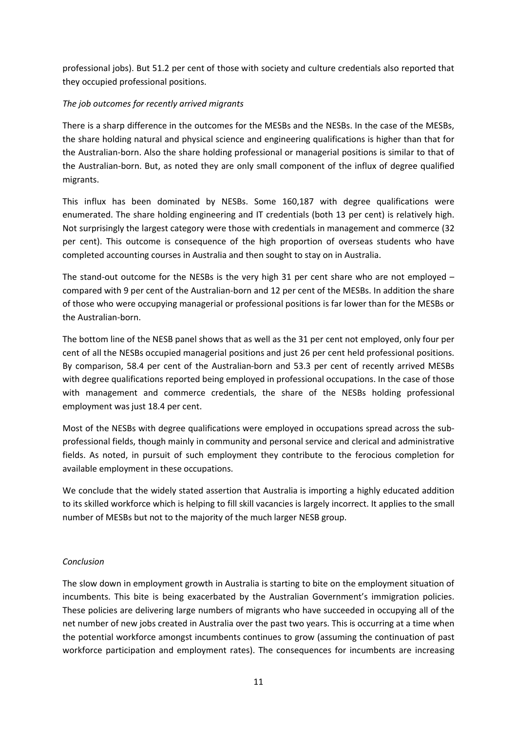professional jobs). But 51.2 per cent of those with society and culture credentials also reported that they occupied professional positions.

*The job outcomes for recently arrived migrants*

There is a sharp difference in the outcomes for the MESBs and the NESBs. In the case of the MESBs, the share holding natural and physical science and engineering qualifications is higher than that for the Australian-born. Also the share holding professional or managerial positions is similar to that of the Australian-born. But, as noted they are only small component of the influx of degree qualified migrants.

This influx has been dominated by NESBs. Some 160,187 with degree qualifications were enumerated. The share holding engineering and IT credentials (both 13 per cent) is relatively high. Not surprisingly the largest category were those with credentials in management and commerce (32 per cent). This outcome is consequence of the high proportion of overseas students who have completed accounting courses in Australia and then sought to stay on in Australia.

The stand-out outcome for the NESBs is the very high 31 per cent share who are not employed – compared with 9 per cent of the Australian-born and 12 per cent of the MESBs. In addition the share of those who were occupying managerial or professional positions is far lower than for the MESBs or the Australian-born.

The bottom line of the NESB panel shows that as well as the 31 per cent not employed, only four per cent of all the NESBs occupied managerial positions and just 26 per cent held professional positions. By comparison, 58.4 per cent of the Australian-born and 53.3 per cent of recently arrived MESBs with degree qualifications reported being employed in professional occupations. In the case of those with management and commerce credentials, the share of the NESBs holding professional employment was just 18.4 per cent.

Most of the NESBs with degree qualifications were employed in occupations spread across the sub-professional fields, though mainly in community and personal service and clerical and administrative fields. As noted, in pursuit of such employment they contribute to the ferocious completion for available employment in these occupations.

We conclude that the widely stated assertion that Australia is importing a highly educated addition to its skilled workforce which is helping to fill skill vacancies is largely incorrect. It applies to the small number of MESBs but not to the majority of the much larger NESB group.

*Conclusion*

The slow down in employment growth in Australia is starting to bite on the employment situation of incumbents. This bite is being exacerbated by the Australian Government's immigration policies. These policies are delivering large numbers of migrants who have succeeded in occupying all of the net number of new jobs created in Australia over the past two years. This is occurring at a time when the potential workforce amongst incumbents continues to grow (assuming the continuation of past workforce participation and employment rates). The consequences for incumbents are increasing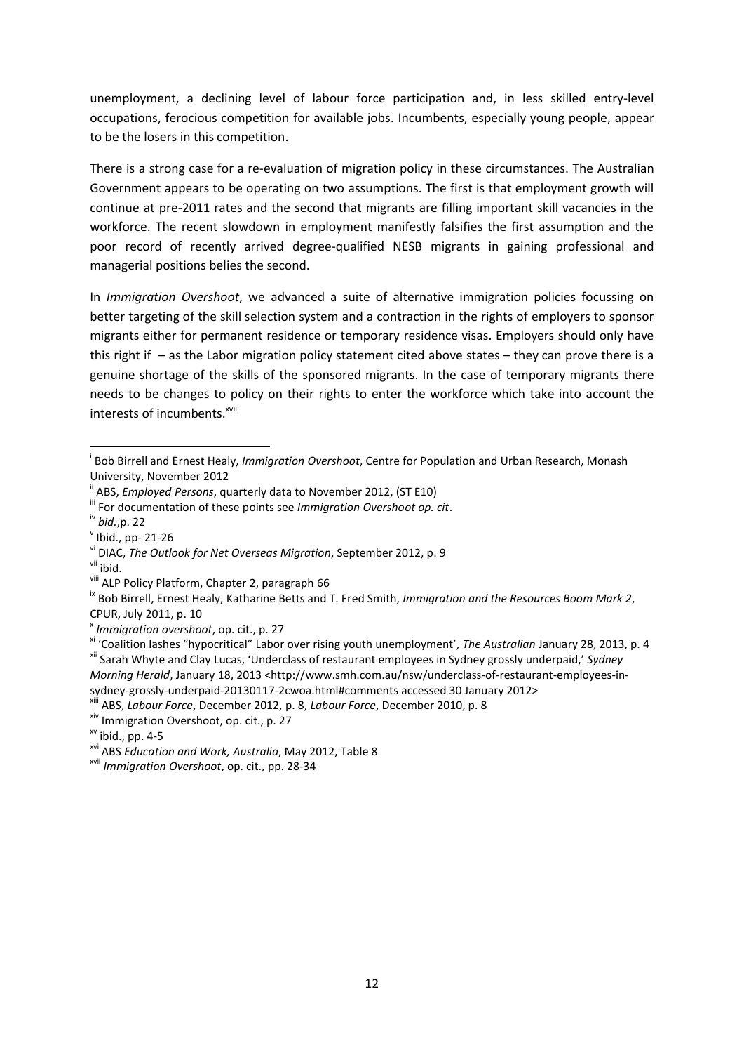unemployment, a declining level of labour force participation and, in less skilled entry-level occupations, ferocious competition for available jobs. Incumbents, especially young people, appear to be the losers in this competition.

There is a strong case for a re-evaluation of migration policy in these circumstances. The Australian Government appears to be operating on two assumptions. The first is that employment growth will continue at pre-2011 rates and the second that migrants are filling important skill vacancies in the workforce. The recent slowdown in employment manifestly falsifies the first assumption and the poor record of recently arrived degree-qualified NESB migrants in gaining professional and managerial positions belies the second.

In *Immigration Overshoot*, we advanced a suite of alternative immigration policies focussing on better targeting of the skill selection system and a contraction in the rights of employers to sponsor migrants either for permanent residence or temporary residence visas. Employers should only have this right if – as the Labor migration policy statement cited above states – they can prove there is a genuine shortage of the skills of the sponsored migrants. In the case of temporary migrants there needs to be changes to policy on their rights to enter the workforce which take into account the interests of incumbents.[xvii]

---

[i] Bob Birrell and Ernest Healy, *Immigration Overshoot*, Centre for Population and Urban Research, Monash University, November 2012

[ii] ABS, *Employed Persons*, quarterly data to November 2012, (ST E10)

[iii] For documentation of these points see *Immigration Overshoot op. cit*.

[iv] *bid.*,p. 22

[v] Ibid., pp- 21-26

[vi] DIAC, *The Outlook for Net Overseas Migration*, September 2012, p. 9

[vii] ibid.

[viii] ALP Policy Platform, Chapter 2, paragraph 66

[ix] Bob Birrell, Ernest Healy, Katharine Betts and T. Fred Smith, *Immigration and the Resources Boom Mark 2*, CPUR, July 2011, p. 10

[x] *Immigration overshoot*, op. cit., p. 27

[xi] 'Coalition lashes "hypocritical" Labor over rising youth unemployment', *The Australian* January 28, 2013, p. 4

[xii] Sarah Whyte and Clay Lucas, 'Underclass of restaurant employees in Sydney grossly underpaid,' *Sydney Morning Herald*, January 18, 2013 <http://www.smh.com.au/nsw/underclass-of-restaurant-employees-in-sydney-grossly-underpaid-20130117-2cwoa.html#comments accessed 30 January 2012>

[xiii] ABS, *Labour Force*, December 2012, p. 8, *Labour Force*, December 2010, p. 8

[xiv] Immigration Overshoot, op. cit., p. 27

[xv] ibid., pp. 4-5

[xvi] ABS *Education and Work, Australia*, May 2012, Table 8

[xvii] *Immigration Overshoot*, op. cit., pp. 28-34